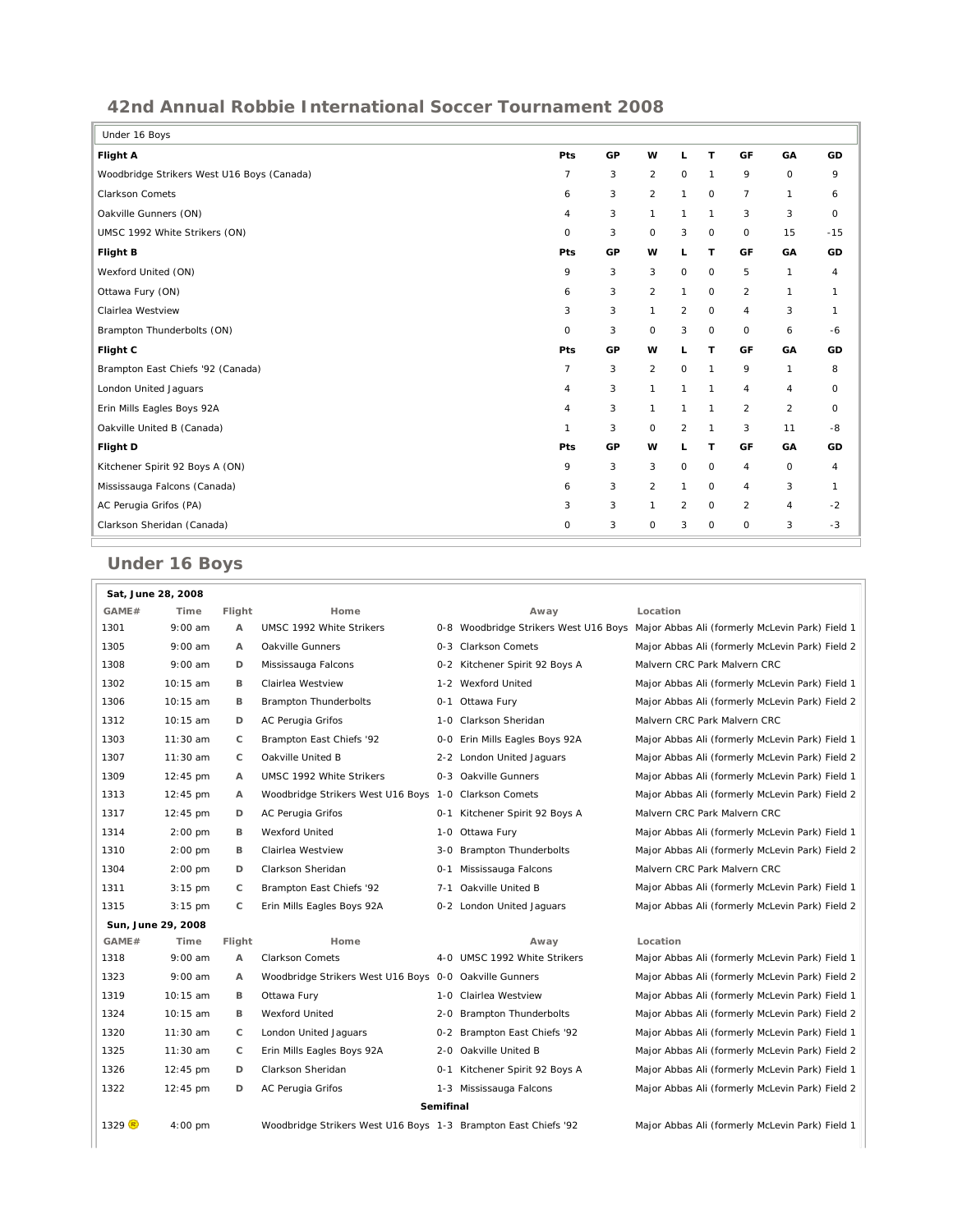## 42nd Annual Robbie International Soccer Tournament 2008

| Under 16 Boys | | | | | | | | |
|---|---|---|---|---|---|---|---|---|
| **Flight A** | **Pts** | **GP** | **W** | **L** | **T** | **GF** | **GA** | **GD** |
| Woodbridge Strikers West U16 Boys (Canada) | 7 | 3 | 2 | 0 | 1 | 9 | 0 | 9 |
| Clarkson Comets | 6 | 3 | 2 | 1 | 0 | 7 | 1 | 6 |
| Oakville Gunners (ON) | 4 | 3 | 1 | 1 | 1 | 3 | 3 | 0 |
| UMSC 1992 White Strikers (ON) | 0 | 3 | 0 | 3 | 0 | 0 | 15 | -15 |
| **Flight B** | **Pts** | **GP** | **W** | **L** | **T** | **GF** | **GA** | **GD** |
| Wexford United (ON) | 9 | 3 | 3 | 0 | 0 | 5 | 1 | 4 |
| Ottawa Fury (ON) | 6 | 3 | 2 | 1 | 0 | 2 | 1 | 1 |
| Clairlea Westview | 3 | 3 | 1 | 2 | 0 | 4 | 3 | 1 |
| Brampton Thunderbolts (ON) | 0 | 3 | 0 | 3 | 0 | 0 | 6 | -6 |
| **Flight C** | **Pts** | **GP** | **W** | **L** | **T** | **GF** | **GA** | **GD** |
| Brampton East Chiefs '92 (Canada) | 7 | 3 | 2 | 0 | 1 | 9 | 1 | 8 |
| London United Jaguars | 4 | 3 | 1 | 1 | 1 | 4 | 4 | 0 |
| Erin Mills Eagles Boys 92A | 4 | 3 | 1 | 1 | 1 | 2 | 2 | 0 |
| Oakville United B (Canada) | 1 | 3 | 0 | 2 | 1 | 3 | 11 | -8 |
| **Flight D** | **Pts** | **GP** | **W** | **L** | **T** | **GF** | **GA** | **GD** |
| Kitchener Spirit 92 Boys A (ON) | 9 | 3 | 3 | 0 | 0 | 4 | 0 | 4 |
| Mississauga Falcons (Canada) | 6 | 3 | 2 | 1 | 0 | 4 | 3 | 1 |
| AC Perugia Grifos (PA) | 3 | 3 | 1 | 2 | 0 | 2 | 4 | -2 |
| Clarkson Sheridan (Canada) | 0 | 3 | 0 | 3 | 0 | 0 | 3 | -3 |

## Under 16 Boys

| GAME# | Time | Flight | Home | | Away | Location |
|---|---|---|---|---|---|---|
| **Sat, June 28, 2008** | | | | | | |
| 1301 | 9:00 am | A | UMSC 1992 White Strikers | 0-8 | Woodbridge Strikers West U16 Boys | Major Abbas Ali (formerly McLevin Park) Field 1 |
| 1305 | 9:00 am | A | Oakville Gunners | 0-3 | Clarkson Comets | Major Abbas Ali (formerly McLevin Park) Field 2 |
| 1308 | 9:00 am | D | Mississauga Falcons | 0-2 | Kitchener Spirit 92 Boys A | Malvern CRC Park Malvern CRC |
| 1302 | 10:15 am | B | Clairlea Westview | 1-2 | Wexford United | Major Abbas Ali (formerly McLevin Park) Field 1 |
| 1306 | 10:15 am | B | Brampton Thunderbolts | 0-1 | Ottawa Fury | Major Abbas Ali (formerly McLevin Park) Field 2 |
| 1312 | 10:15 am | D | AC Perugia Grifos | 1-0 | Clarkson Sheridan | Malvern CRC Park Malvern CRC |
| 1303 | 11:30 am | C | Brampton East Chiefs '92 | 0-0 | Erin Mills Eagles Boys 92A | Major Abbas Ali (formerly McLevin Park) Field 1 |
| 1307 | 11:30 am | C | Oakville United B | 2-2 | London United Jaguars | Major Abbas Ali (formerly McLevin Park) Field 2 |
| 1309 | 12:45 pm | A | UMSC 1992 White Strikers | 0-3 | Oakville Gunners | Major Abbas Ali (formerly McLevin Park) Field 1 |
| 1313 | 12:45 pm | A | Woodbridge Strikers West U16 Boys | 1-0 | Clarkson Comets | Major Abbas Ali (formerly McLevin Park) Field 2 |
| 1317 | 12:45 pm | D | AC Perugia Grifos | 0-1 | Kitchener Spirit 92 Boys A | Malvern CRC Park Malvern CRC |
| 1314 | 2:00 pm | B | Wexford United | 1-0 | Ottawa Fury | Major Abbas Ali (formerly McLevin Park) Field 1 |
| 1310 | 2:00 pm | B | Clairlea Westview | 3-0 | Brampton Thunderbolts | Major Abbas Ali (formerly McLevin Park) Field 2 |
| 1304 | 2:00 pm | D | Clarkson Sheridan | 0-1 | Mississauga Falcons | Malvern CRC Park Malvern CRC |
| 1311 | 3:15 pm | C | Brampton East Chiefs '92 | 7-1 | Oakville United B | Major Abbas Ali (formerly McLevin Park) Field 1 |
| 1315 | 3:15 pm | C | Erin Mills Eagles Boys 92A | 0-2 | London United Jaguars | Major Abbas Ali (formerly McLevin Park) Field 2 |
| **Sun, June 29, 2008** | | | | | | |
| 1318 | 9:00 am | A | Clarkson Comets | 4-0 | UMSC 1992 White Strikers | Major Abbas Ali (formerly McLevin Park) Field 1 |
| 1323 | 9:00 am | A | Woodbridge Strikers West U16 Boys | 0-0 | Oakville Gunners | Major Abbas Ali (formerly McLevin Park) Field 2 |
| 1319 | 10:15 am | B | Ottawa Fury | 1-0 | Clairlea Westview | Major Abbas Ali (formerly McLevin Park) Field 1 |
| 1324 | 10:15 am | B | Wexford United | 2-0 | Brampton Thunderbolts | Major Abbas Ali (formerly McLevin Park) Field 2 |
| 1320 | 11:30 am | C | London United Jaguars | 0-2 | Brampton East Chiefs '92 | Major Abbas Ali (formerly McLevin Park) Field 1 |
| 1325 | 11:30 am | C | Erin Mills Eagles Boys 92A | 2-0 | Oakville United B | Major Abbas Ali (formerly McLevin Park) Field 2 |
| 1326 | 12:45 pm | D | Clarkson Sheridan | 0-1 | Kitchener Spirit 92 Boys A | Major Abbas Ali (formerly McLevin Park) Field 1 |
| 1322 | 12:45 pm | D | AC Perugia Grifos | 1-3 | Mississauga Falcons | Major Abbas Ali (formerly McLevin Park) Field 2 |
| **Semifinal** | | | | | | |
| 1329 (R) | 4:00 pm | | Woodbridge Strikers West U16 Boys | 1-3 | Brampton East Chiefs '92 | Major Abbas Ali (formerly McLevin Park) Field 1 |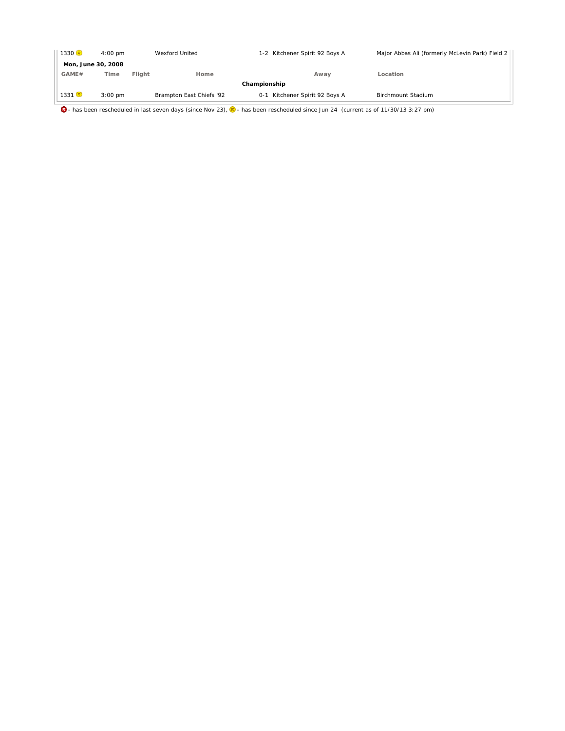| GAME# | Time | Flight | Home | | Away | Location |
|---|---|---|---|---|---|---|
| 1330 (R) | 4:00 pm | | Wexford United | 1-2 | Kitchener Spirit 92 Boys A | Major Abbas Ali (formerly McLevin Park) Field 2 |
| **Mon, June 30, 2008** | | | | | | |
| **GAME#** | **Time** | **Flight** | **Home** | | **Away** | **Location** |
| | | | | **Championship** | | |
| 1331 (R) | 3:00 pm | | Brampton East Chiefs '92 | 0-1 | Kitchener Spirit 92 Boys A | Birchmount Stadium |

(R) - has been rescheduled in last seven days (since Nov 23), (R) - has been rescheduled since Jun 24 (current as of 11/30/13 3:27 pm)